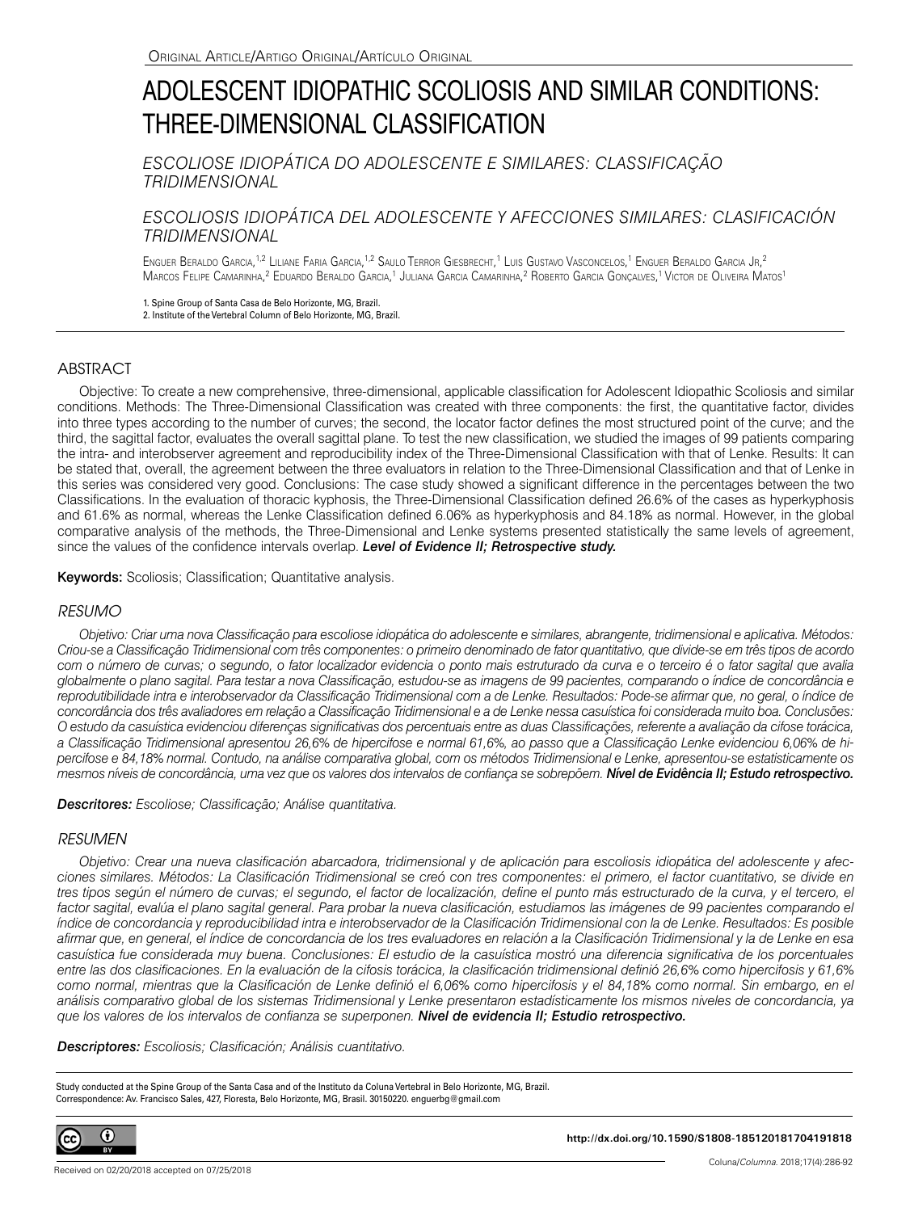Original Article/Artigo Original/Artículo Original

# ADOLESCENT IDIOPATHIC SCOLIOSIS AND SIMILAR CONDITIONS: THREE-DIMENSIONAL CLASSIFICATION

## *ESCOLIOSE IDIOPÁTICA DO ADOLESCENTE E SIMILARES: CLASSIFICAÇÃO TRIDIMENSIONAL*

## *ESCOLIOSIS IDIOPÁTICA DEL ADOLESCENTE Y AFECCIONES SIMILARES: CLASIFICACIÓN TRIDIMENSIONAL*

Enguer Beraldo Garcia,[1,2] Liliane Faria Garcia,[1,2] Saulo Terror Giesbrecht,[1] Luis Gustavo Vasconcelos,[1] Enguer Beraldo Garcia Jr,[2] Marcos Felipe Camarinha,[2] Eduardo Beraldo Garcia,[1] Juliana Garcia Camarinha,[2] Roberto Garcia Gonçalves,[1] Victor de Oliveira Matos[1]

1. Spine Group of Santa Casa de Belo Horizonte, MG, Brazil.
2. Institute of the Vertebral Column of Belo Horizonte, MG, Brazil.

## ABSTRACT

Objective: To create a new comprehensive, three-dimensional, applicable classification for Adolescent Idiopathic Scoliosis and similar conditions. Methods: The Three-Dimensional Classification was created with three components: the first, the quantitative factor, divides into three types according to the number of curves; the second, the locator factor defines the most structured point of the curve; and the third, the sagittal factor, evaluates the overall sagittal plane. To test the new classification, we studied the images of 99 patients comparing the intra- and interobserver agreement and reproducibility index of the Three-Dimensional Classification with that of Lenke. Results: It can be stated that, overall, the agreement between the three evaluators in relation to the Three-Dimensional Classification and that of Lenke in this series was considered very good. Conclusions: The case study showed a significant difference in the percentages between the two Classifications. In the evaluation of thoracic kyphosis, the Three-Dimensional Classification defined 26.6% of the cases as hyperkyphosis and 61.6% as normal, whereas the Lenke Classification defined 6.06% as hyperkyphosis and 84.18% as normal. However, in the global comparative analysis of the methods, the Three-Dimensional and Lenke systems presented statistically the same levels of agreement, since the values of the confidence intervals overlap. ***Level of Evidence II; Retrospective study.***

**Keywords:** Scoliosis; Classification; Quantitative analysis.

## *RESUMO*

*Objetivo: Criar uma nova Classificação para escoliose idiopática do adolescente e similares, abrangente, tridimensional e aplicativa. Métodos: Criou-se a Classificação Tridimensional com três componentes: o primeiro denominado de fator quantitativo, que divide-se em três tipos de acordo com o número de curvas; o segundo, o fator localizador evidencia o ponto mais estruturado da curva e o terceiro é o fator sagital que avalia globalmente o plano sagital. Para testar a nova Classificação, estudou-se as imagens de 99 pacientes, comparando o índice de concordância e reprodutibilidade intra e interobservador da Classificação Tridimensional com a de Lenke. Resultados: Pode-se afirmar que, no geral, o índice de concordância dos três avaliadores em relação a Classificação Tridimensional e a de Lenke nessa casuística foi considerada muito boa. Conclusões: O estudo da casuística evidenciou diferenças significativas dos percentuais entre as duas Classificações, referente a avaliação da cifose torácica, a Classificação Tridimensional apresentou 26,6% de hipercifose e normal 61,6%, ao passo que a Classificação Lenke evidenciou 6,06% de hipercifose e 84,18% normal. Contudo, na análise comparativa global, com os métodos Tridimensional e Lenke, apresentou-se estatisticamente os mesmos níveis de concordância, uma vez que os valores dos intervalos de confiança se sobrepõem.* ***Nível de Evidência II; Estudo retrospectivo.***

***Descritores:*** *Escoliose; Classificação; Análise quantitativa.*

## *RESUMEN*

*Objetivo: Crear una nueva clasificación abarcadora, tridimensional y de aplicación para escoliosis idiopática del adolescente y afecciones similares. Métodos: La Clasificación Tridimensional se creó con tres componentes: el primero, el factor cuantitativo, se divide en tres tipos según el número de curvas; el segundo, el factor de localización, define el punto más estructurado de la curva, y el tercero, el factor sagital, evalúa el plano sagital general. Para probar la nueva clasificación, estudiamos las imágenes de 99 pacientes comparando el índice de concordancia y reproducibilidad intra e interobservador de la Clasificación Tridimensional con la de Lenke. Resultados: Es posible afirmar que, en general, el índice de concordancia de los tres evaluadores en relación a la Clasificación Tridimensional y la de Lenke en esa casuística fue considerada muy buena. Conclusiones: El estudio de la casuística mostró una diferencia significativa de los porcentuales entre las dos clasificaciones. En la evaluación de la cifosis torácica, la clasificación tridimensional definió 26,6% como hipercifosis y 61,6% como normal, mientras que la Clasificación de Lenke definió el 6,06% como hipercifosis y el 84,18% como normal. Sin embargo, en el análisis comparativo global de los sistemas Tridimensional y Lenke presentaron estadísticamente los mismos niveles de concordancia, ya que los valores de los intervalos de confianza se superponen.* ***Nivel de evidencia II; Estudio retrospectivo.***

***Descriptores:*** *Escoliosis; Clasificación; Análisis cuantitativo.*

Study conducted at the Spine Group of the Santa Casa and of the Instituto da Coluna Vertebral in Belo Horizonte, MG, Brazil.
Correspondence: Av. Francisco Sales, 427, Floresta, Belo Horizonte, MG, Brasil. 30150220. enguerbg@gmail.com

http://dx.doi.org/10.1590/S1808-185120181704191818

Received on 02/20/2018 accepted on 07/25/2018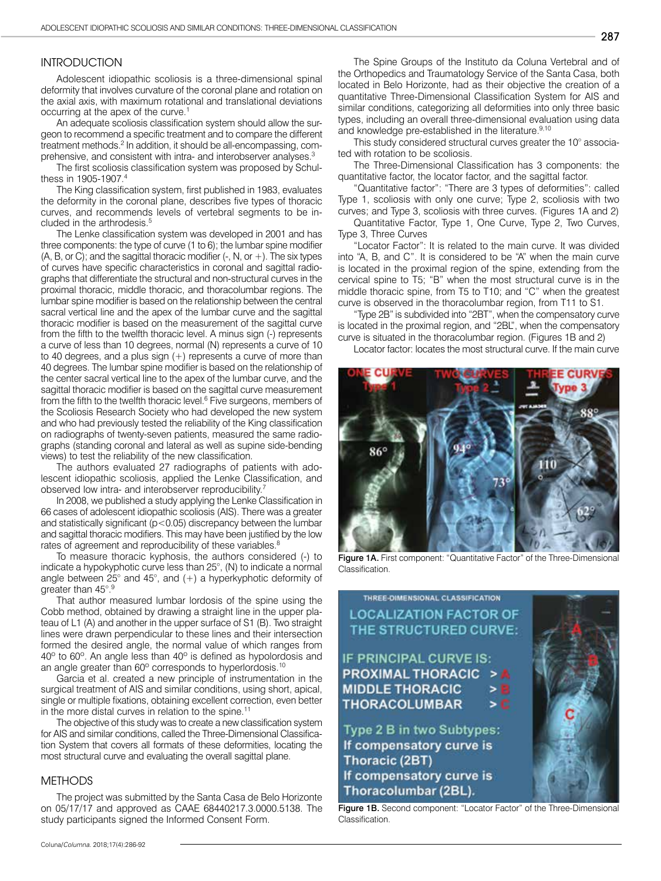## INTRODUCTION

Adolescent idiopathic scoliosis is a three-dimensional spinal deformity that involves curvature of the coronal plane and rotation on the axial axis, with maximum rotational and translational deviations occurring at the apex of the curve.[1]

An adequate scoliosis classification system should allow the surgeon to recommend a specific treatment and to compare the different treatment methods.[2] In addition, it should be all-encompassing, comprehensive, and consistent with intra- and interobserver analyses.[3]

The first scoliosis classification system was proposed by Schulthess in 1905-1907.[4]

The King classification system, first published in 1983, evaluates the deformity in the coronal plane, describes five types of thoracic curves, and recommends levels of vertebral segments to be included in the arthrodesis.[5]

The Lenke classification system was developed in 2001 and has three components: the type of curve (1 to 6); the lumbar spine modifier (A, B, or C); and the sagittal thoracic modifier (-, N, or +). The six types of curves have specific characteristics in coronal and sagittal radiographs that differentiate the structural and non-structural curves in the proximal thoracic, middle thoracic, and thoracolumbar regions. The lumbar spine modifier is based on the relationship between the central sacral vertical line and the apex of the lumbar curve and the sagittal thoracic modifier is based on the measurement of the sagittal curve from the fifth to the twelfth thoracic level. A minus sign (-) represents a curve of less than 10 degrees, normal (N) represents a curve of 10 to 40 degrees, and a plus sign (+) represents a curve of more than 40 degrees. The lumbar spine modifier is based on the relationship of the center sacral vertical line to the apex of the lumbar curve, and the sagittal thoracic modifier is based on the sagittal curve measurement from the fifth to the twelfth thoracic level.[6] Five surgeons, members of the Scoliosis Research Society who had developed the new system and who had previously tested the reliability of the King classification on radiographs of twenty-seven patients, measured the same radiographs (standing coronal and lateral as well as supine side-bending views) to test the reliability of the new classification.

The authors evaluated 27 radiographs of patients with adolescent idiopathic scoliosis, applied the Lenke Classification, and observed low intra- and interobserver reproducibility.[7]

In 2008, we published a study applying the Lenke Classification in 66 cases of adolescent idiopathic scoliosis (AIS). There was a greater and statistically significant ($p<0.05$) discrepancy between the lumbar and sagittal thoracic modifiers. This may have been justified by the low rates of agreement and reproducibility of these variables.[8]

To measure thoracic kyphosis, the authors considered (-) to indicate a hypokyphotic curve less than 25°, (N) to indicate a normal angle between 25° and 45°, and (+) a hyperkyphotic deformity of greater than 45°.[9]

That author measured lumbar lordosis of the spine using the Cobb method, obtained by drawing a straight line in the upper plateau of L1 (A) and another in the upper surface of S1 (B). Two straight lines were drawn perpendicular to these lines and their intersection formed the desired angle, the normal value of which ranges from 40° to 60°. An angle less than 40° is defined as hypolordosis and an angle greater than 60° corresponds to hyperlordosis.[10]

Garcia et al. created a new principle of instrumentation in the surgical treatment of AIS and similar conditions, using short, apical, single or multiple fixations, obtaining excellent correction, even better in the more distal curves in relation to the spine.[11]

The objective of this study was to create a new classification system for AIS and similar conditions, called the Three-Dimensional Classification System that covers all formats of these deformities, locating the most structural curve and evaluating the overall sagittal plane.

## METHODS

The project was submitted by the Santa Casa de Belo Horizonte on 05/17/17 and approved as CAAE 68440217.3.0000.5138. The study participants signed the Informed Consent Form.

The Spine Groups of the Instituto da Coluna Vertebral and of the Orthopedics and Traumatology Service of the Santa Casa, both located in Belo Horizonte, had as their objective the creation of a quantitative Three-Dimensional Classification System for AIS and similar conditions, categorizing all deformities into only three basic types, including an overall three-dimensional evaluation using data and knowledge pre-established in the literature.[9,10]

This study considered structural curves greater the 10° associated with rotation to be scoliosis.

The Three-Dimensional Classification has 3 components: the quantitative factor, the locator factor, and the sagittal factor.

"Quantitative factor": "There are 3 types of deformities": called Type 1, scoliosis with only one curve; Type 2, scoliosis with two curves; and Type 3, scoliosis with three curves. (Figures 1A and 2)

Quantitative Factor, Type 1, One Curve, Type 2, Two Curves, Type 3, Three Curves

"Locator Factor": It is related to the main curve. It was divided into "A, B, and C". It is considered to be "A" when the main curve is located in the proximal region of the spine, extending from the cervical spine to T5; "B" when the most structural curve is in the middle thoracic spine, from T5 to T10; and "C" when the greatest curve is observed in the thoracolumbar region, from T11 to S1.

"Type 2B" is subdivided into "2BT", when the compensatory curve is located in the proximal region, and "2BL", when the compensatory curve is situated in the thoracolumbar region. (Figures 1B and 2)

Locator factor: locates the most structural curve. If the main curve

Figure 1A. First component: "Quantitative Factor" of the Three-Dimensional Classification.

Figure 1B. Second component: "Locator Factor" of the Three-Dimensional Classification.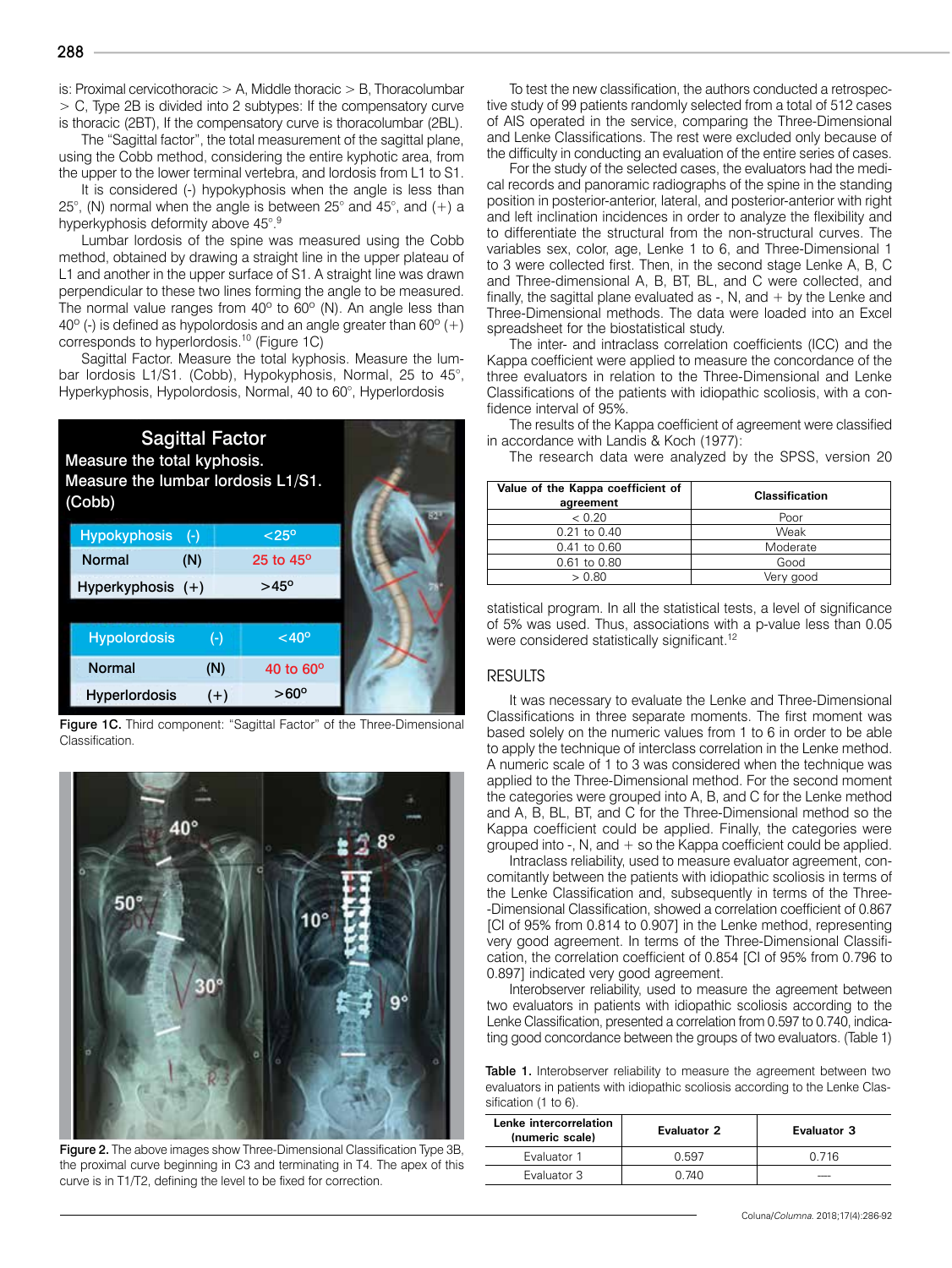is: Proximal cervicothoracic > A, Middle thoracic > B, Thoracolumbar > C, Type 2B is divided into 2 subtypes: If the compensatory curve is thoracic (2BT), If the compensatory curve is thoracolumbar (2BL).

The "Sagittal factor", the total measurement of the sagittal plane, using the Cobb method, considering the entire kyphotic area, from the upper to the lower terminal vertebra, and lordosis from L1 to S1.

It is considered (-) hypokyphosis when the angle is less than 25°, (N) normal when the angle is between 25° and 45°, and (+) a hyperkyphosis deformity above 45°.[9]

Lumbar lordosis of the spine was measured using the Cobb method, obtained by drawing a straight line in the upper plateau of L1 and another in the upper surface of S1. A straight line was drawn perpendicular to these two lines forming the angle to be measured. The normal value ranges from 40º to 60º (N). An angle less than 40º (-) is defined as hypolordosis and an angle greater than 60º (+) corresponds to hyperlordosis.[10] (Figure 1C)

Sagittal Factor. Measure the total kyphosis. Measure the lumbar lordosis L1/S1. (Cobb), Hypokyphosis, Normal, 25 to 45°, Hyperkyphosis, Hypolordosis, Normal, 40 to 60°, Hyperlordosis

**Figure 1C.** Third component: "Sagittal Factor" of the Three-Dimensional Classification.

**Figure 2.** The above images show Three-Dimensional Classification Type 3B, the proximal curve beginning in C3 and terminating in T4. The apex of this curve is in T1/T2, defining the level to be fixed for correction.

To test the new classification, the authors conducted a retrospective study of 99 patients randomly selected from a total of 512 cases of AIS operated in the service, comparing the Three-Dimensional and Lenke Classifications. The rest were excluded only because of the difficulty in conducting an evaluation of the entire series of cases.

For the study of the selected cases, the evaluators had the medical records and panoramic radiographs of the spine in the standing position in posterior-anterior, lateral, and posterior-anterior with right and left inclination incidences in order to analyze the flexibility and to differentiate the structural from the non-structural curves. The variables sex, color, age, Lenke 1 to 6, and Three-Dimensional 1 to 3 were collected first. Then, in the second stage Lenke A, B, C and Three-dimensional A, B, BT, BL, and C were collected, and finally, the sagittal plane evaluated as -, N, and + by the Lenke and Three-Dimensional methods. The data were loaded into an Excel spreadsheet for the biostatistical study.

The inter- and intraclass correlation coefficients (ICC) and the Kappa coefficient were applied to measure the concordance of the three evaluators in relation to the Three-Dimensional and Lenke Classifications of the patients with idiopathic scoliosis, with a confidence interval of 95%.

The results of the Kappa coefficient of agreement were classified in accordance with Landis & Koch (1977):

The research data were analyzed by the SPSS, version 20

| Value of the Kappa coefficient of agreement | Classification |
|---|---|
| < 0.20 | Poor |
| 0.21 to 0.40 | Weak |
| 0.41 to 0.60 | Moderate |
| 0.61 to 0.80 | Good |
| > 0.80 | Very good |

statistical program. In all the statistical tests, a level of significance of 5% was used. Thus, associations with a p-value less than 0.05 were considered statistically significant.[12]

## RESULTS

It was necessary to evaluate the Lenke and Three-Dimensional Classifications in three separate moments. The first moment was based solely on the numeric values from 1 to 6 in order to be able to apply the technique of interclass correlation in the Lenke method. A numeric scale of 1 to 3 was considered when the technique was applied to the Three-Dimensional method. For the second moment the categories were grouped into A, B, and C for the Lenke method and A, B, BL, BT, and C for the Three-Dimensional method so the Kappa coefficient could be applied. Finally, the categories were grouped into -, N, and + so the Kappa coefficient could be applied.

Intraclass reliability, used to measure evaluator agreement, concomitantly between the patients with idiopathic scoliosis in terms of the Lenke Classification and, subsequently in terms of the Three-Dimensional Classification, showed a correlation coefficient of 0.867 [CI of 95% from 0.814 to 0.907] in the Lenke method, representing very good agreement. In terms of the Three-Dimensional Classification, the correlation coefficient of 0.854 [CI of 95% from 0.796 to 0.897] indicated very good agreement.

Interobserver reliability, used to measure the agreement between two evaluators in patients with idiopathic scoliosis according to the Lenke Classification, presented a correlation from 0.597 to 0.740, indicating good concordance between the groups of two evaluators. (Table 1)

**Table 1.** Interobserver reliability to measure the agreement between two evaluators in patients with idiopathic scoliosis according to the Lenke Classification (1 to 6).

| Lenke intercorrelation (numeric scale) | Evaluator 2 | Evaluator 3 |
|---|---|---|
| Evaluator 1 | 0.597 | 0.716 |
| Evaluator 3 | 0.740 | ---- |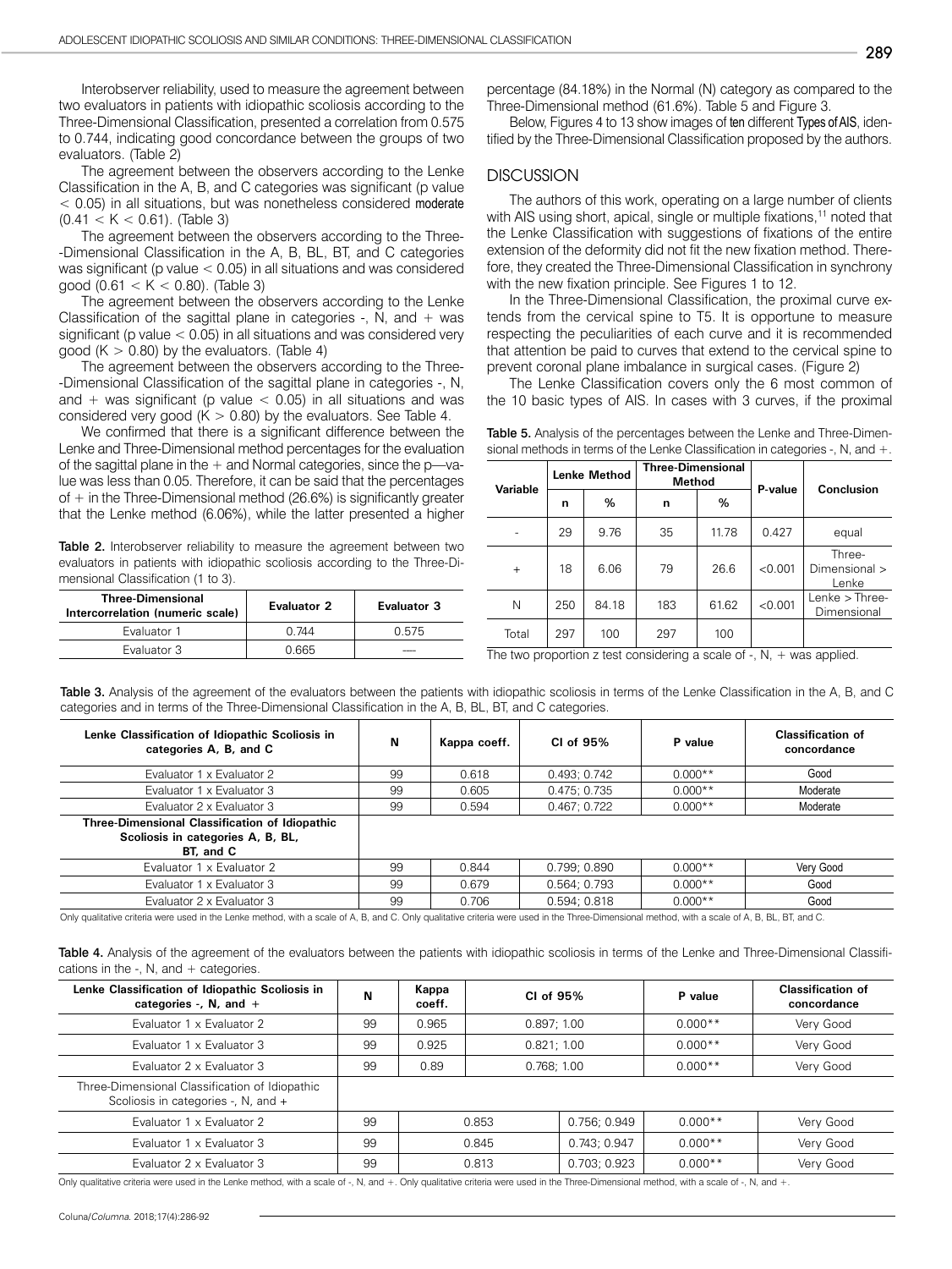Interobserver reliability, used to measure the agreement between two evaluators in patients with idiopathic scoliosis according to the Three-Dimensional Classification, presented a correlation from 0.575 to 0.744, indicating good concordance between the groups of two evaluators. (Table 2)

The agreement between the observers according to the Lenke Classification in the A, B, and C categories was significant (p value $< 0.05$) in all situations, but was nonetheless considered moderate ($0.41 < K < 0.61$). (Table 3)

The agreement between the observers according to the Three-Dimensional Classification in the A, B, BL, BT, and C categories was significant (p value $< 0.05$) in all situations and was considered good ($0.61 < K < 0.80$). (Table 3)

The agreement between the observers according to the Lenke Classification of the sagittal plane in categories -, N, and + was significant (p value $< 0.05$) in all situations and was considered very good ($K > 0.80$) by the evaluators. (Table 4)

The agreement between the observers according to the Three-Dimensional Classification of the sagittal plane in categories -, N, and + was significant (p value $< 0.05$) in all situations and was considered very good ($K > 0.80$) by the evaluators. See Table 4.

We confirmed that there is a significant difference between the Lenke and Three-Dimensional method percentages for the evaluation of the sagittal plane in the + and Normal categories, since the p—value was less than 0.05. Therefore, it can be said that the percentages of + in the Three-Dimensional method (26.6%) is significantly greater that the Lenke method (6.06%), while the latter presented a higher percentage (84.18%) in the Normal (N) category as compared to the Three-Dimensional method (61.6%). Table 5 and Figure 3.

Below, Figures 4 to 13 show images of ten different Types of AIS, identified by the Three-Dimensional Classification proposed by the authors.

**Table 2.** Interobserver reliability to measure the agreement between two evaluators in patients with idiopathic scoliosis according to the Three-Dimensional Classification (1 to 3).

| Three-Dimensional Intercorrelation (numeric scale) | Evaluator 2 | Evaluator 3 |
|---|---|---|
| Evaluator 1 | 0.744 | 0.575 |
| Evaluator 3 | 0.665 | --- |

## DISCUSSION

The authors of this work, operating on a large number of clients with AIS using short, apical, single or multiple fixations,[11] noted that the Lenke Classification with suggestions of fixations of the entire extension of the deformity did not fit the new fixation method. Therefore, they created the Three-Dimensional Classification in synchrony with the new fixation principle. See Figures 1 to 12.

In the Three-Dimensional Classification, the proximal curve extends from the cervical spine to T5. It is opportune to measure respecting the peculiarities of each curve and it is recommended that attention be paid to curves that extend to the cervical spine to prevent coronal plane imbalance in surgical cases. (Figure 2)

The Lenke Classification covers only the 6 most common of the 10 basic types of AIS. In cases with 3 curves, if the proximal

**Table 5.** Analysis of the percentages between the Lenke and Three-Dimensional methods in terms of the Lenke Classification in categories -, N, and +.

| Variable | Lenke Method | | Three-Dimensional Method | | P-value | Conclusion |
|---|---|---|---|---|---|---|
| | n | % | n | % | | |
| - | 29 | 9.76 | 35 | 11.78 | 0.427 | equal |
| + | 18 | 6.06 | 79 | 26.6 | <0.001 | Three-Dimensional > Lenke |
| N | 250 | 84.18 | 183 | 61.62 | <0.001 | Lenke > Three-Dimensional |
| Total | 297 | 100 | 297 | 100 | | |

The two proportion z test considering a scale of -, N, + was applied.

**Table 3.** Analysis of the agreement of the evaluators between the patients with idiopathic scoliosis in terms of the Lenke Classification in the A, B, and C categories and in terms of the Three-Dimensional Classification in the A, B, BL, BT, and C categories.

| Lenke Classification of Idiopathic Scoliosis in categories A, B, and C | N | Kappa coeff. | CI of 95% | P value | Classification of concordance |
|---|---|---|---|---|---|
| Evaluator 1 x Evaluator 2 | 99 | 0.618 | 0.493; 0.742 | 0.000** | Good |
| Evaluator 1 x Evaluator 3 | 99 | 0.605 | 0.475; 0.735 | 0.000** | Moderate |
| Evaluator 2 x Evaluator 3 | 99 | 0.594 | 0.467; 0.722 | 0.000** | Moderate |
| **Three-Dimensional Classification of Idiopathic Scoliosis in categories A, B, BL, BT, and C** | | | | | |
| Evaluator 1 x Evaluator 2 | 99 | 0.844 | 0.799; 0.890 | 0.000** | Very Good |
| Evaluator 1 x Evaluator 3 | 99 | 0.679 | 0.564; 0.793 | 0.000** | Good |
| Evaluator 2 x Evaluator 3 | 99 | 0.706 | 0.594; 0.818 | 0.000** | Good |

Only qualitative criteria were used in the Lenke method, with a scale of A, B, and C. Only qualitative criteria were used in the Three-Dimensional method, with a scale of A, B, BL, BT, and C.

**Table 4.** Analysis of the agreement of the evaluators between the patients with idiopathic scoliosis in terms of the Lenke and Three-Dimensional Classifications in the -, N, and + categories.

| Lenke Classification of Idiopathic Scoliosis in categories -, N, and + | N | Kappa coeff. | CI of 95% | P value | Classification of concordance |
|---|---|---|---|---|---|
| Evaluator 1 x Evaluator 2 | 99 | 0.965 | 0.897; 1.00 | 0.000** | Very Good |
| Evaluator 1 x Evaluator 3 | 99 | 0.925 | 0.821; 1.00 | 0.000** | Very Good |
| Evaluator 2 x Evaluator 3 | 99 | 0.89 | 0.768; 1.00 | 0.000** | Very Good |
| Three-Dimensional Classification of Idiopathic Scoliosis in categories -, N, and + | | | | | |
| Evaluator 1 x Evaluator 2 | 99 | 0.853 | 0.756; 0.949 | 0.000** | Very Good |
| Evaluator 1 x Evaluator 3 | 99 | 0.845 | 0.743; 0.947 | 0.000** | Very Good |
| Evaluator 2 x Evaluator 3 | 99 | 0.813 | 0.703; 0.923 | 0.000** | Very Good |

Only qualitative criteria were used in the Lenke method, with a scale of -, N, and +. Only qualitative criteria were used in the Three-Dimensional method, with a scale of -, N, and +.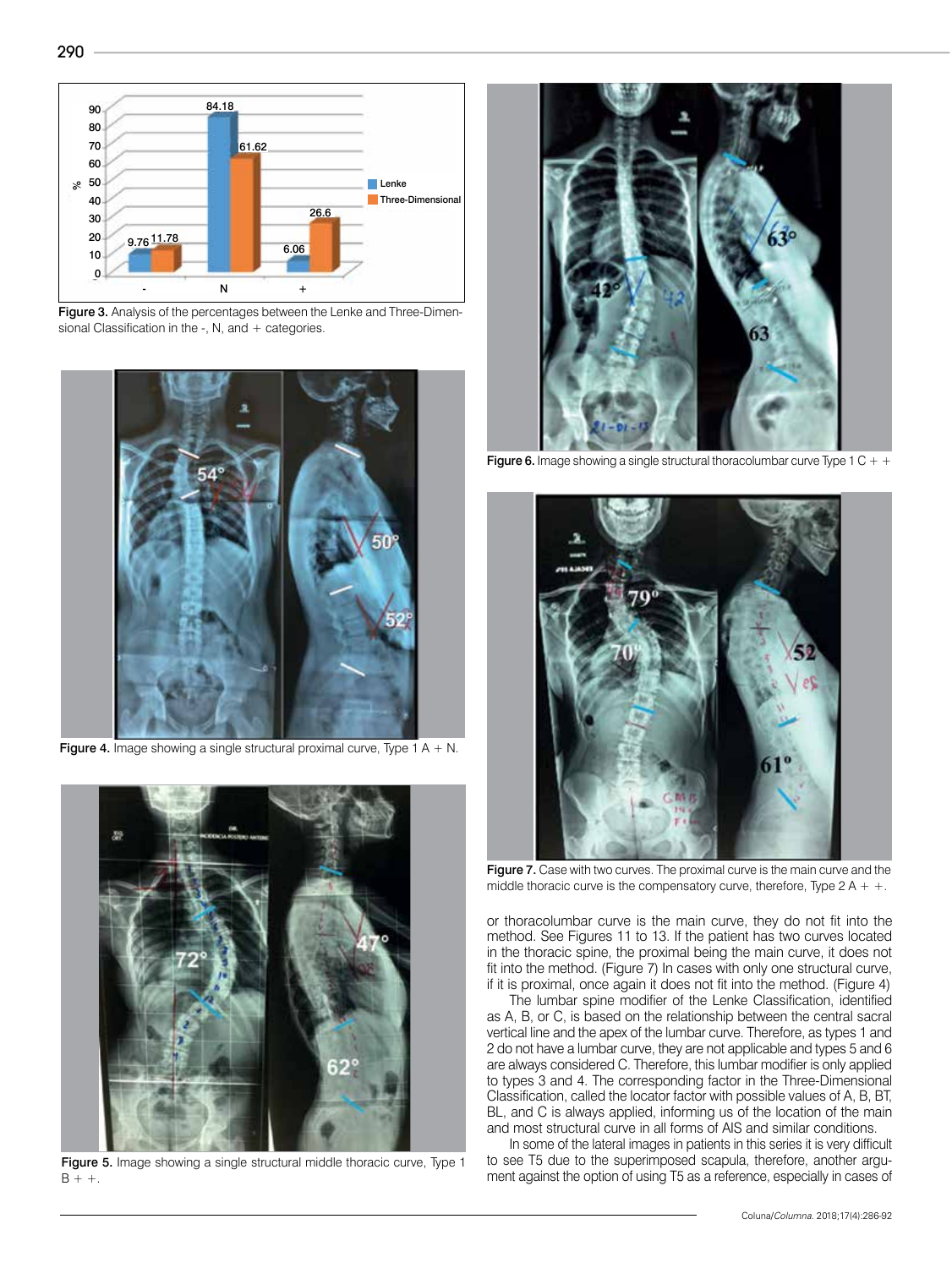**Figure 3.** Analysis of the percentages between the Lenke and Three-Dimensional Classification in the -, N, and + categories.

**Figure 4.** Image showing a single structural proximal curve, Type 1 A + N.

**Figure 5.** Image showing a single structural middle thoracic curve, Type 1 B + +.

**Figure 6.** Image showing a single structural thoracolumbar curve Type 1 C + +

**Figure 7.** Case with two curves. The proximal curve is the main curve and the middle thoracic curve is the compensatory curve, therefore, Type 2 A + +.

or thoracolumbar curve is the main curve, they do not fit into the method. See Figures 11 to 13. If the patient has two curves located in the thoracic spine, the proximal being the main curve, it does not fit into the method. (Figure 7) In cases with only one structural curve, if it is proximal, once again it does not fit into the method. (Figure 4)

The lumbar spine modifier of the Lenke Classification, identified as A, B, or C, is based on the relationship between the central sacral vertical line and the apex of the lumbar curve. Therefore, as types 1 and 2 do not have a lumbar curve, they are not applicable and types 5 and 6 are always considered C. Therefore, this lumbar modifier is only applied to types 3 and 4. The corresponding factor in the Three-Dimensional Classification, called the locator factor with possible values of A, B, BT, BL, and C is always applied, informing us of the location of the main and most structural curve in all forms of AIS and similar conditions.

In some of the lateral images in patients in this series it is very difficult to see T5 due to the superimposed scapula, therefore, another argument against the option of using T5 as a reference, especially in cases of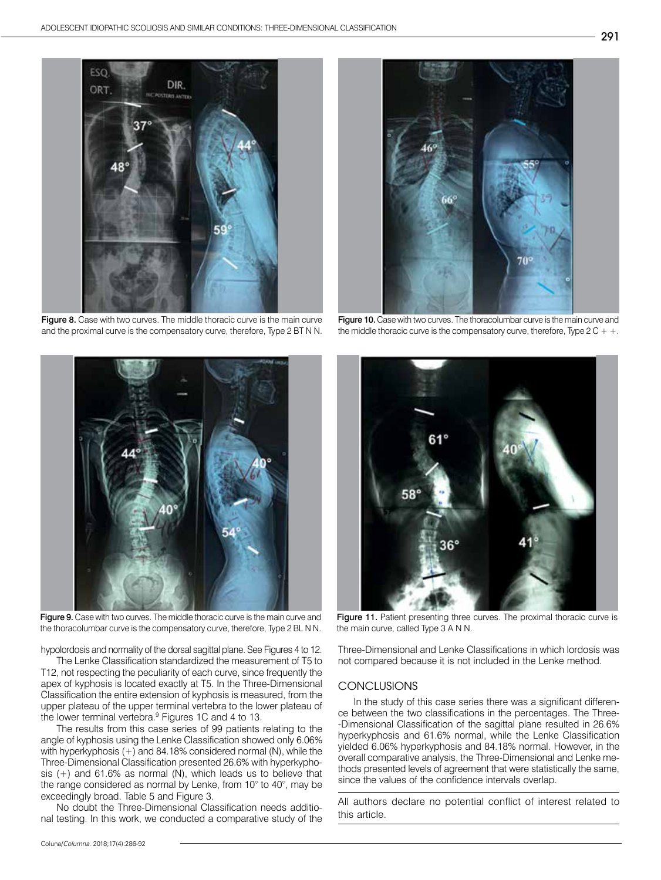Figure 8. Case with two curves. The middle thoracic curve is the main curve and the proximal curve is the compensatory curve, therefore, Type 2 BT N N.

Figure 10. Case with two curves. The thoracolumbar curve is the main curve and the middle thoracic curve is the compensatory curve, therefore, Type 2 C + +.

Figure 9. Case with two curves. The middle thoracic curve is the main curve and the thoracolumbar curve is the compensatory curve, therefore, Type 2 BL N N.

Figure 11. Patient presenting three curves. The proximal thoracic curve is the main curve, called Type 3 A N N.

hypolordosis and normality of the dorsal sagittal plane. See Figures 4 to 12.

The Lenke Classification standardized the measurement of T5 to T12, not respecting the peculiarity of each curve, since frequently the apex of kyphosis is located exactly at T5. In the Three-Dimensional Classification the entire extension of kyphosis is measured, from the upper plateau of the upper terminal vertebra to the lower plateau of the lower terminal vertebra.[9] Figures 1C and 4 to 13.

The results from this case series of 99 patients relating to the angle of kyphosis using the Lenke Classification showed only 6.06% with hyperkyphosis (+) and 84.18% considered normal (N), while the Three-Dimensional Classification presented 26.6% with hyperkyphosis (+) and 61.6% as normal (N), which leads us to believe that the range considered as normal by Lenke, from 10° to 40°, may be exceedingly broad. Table 5 and Figure 3.

No doubt the Three-Dimensional Classification needs additional testing. In this work, we conducted a comparative study of the Three-Dimensional and Lenke Classifications in which lordosis was not compared because it is not included in the Lenke method.

## CONCLUSIONS

In the study of this case series there was a significant difference between the two classifications in the percentages. The Three-Dimensional Classification of the sagittal plane resulted in 26.6% hyperkyphosis and 61.6% normal, while the Lenke Classification yielded 6.06% hyperkyphosis and 84.18% normal. However, in the overall comparative analysis, the Three-Dimensional and Lenke methods presented levels of agreement that were statistically the same, since the values of the confidence intervals overlap.

All authors declare no potential conflict of interest related to this article.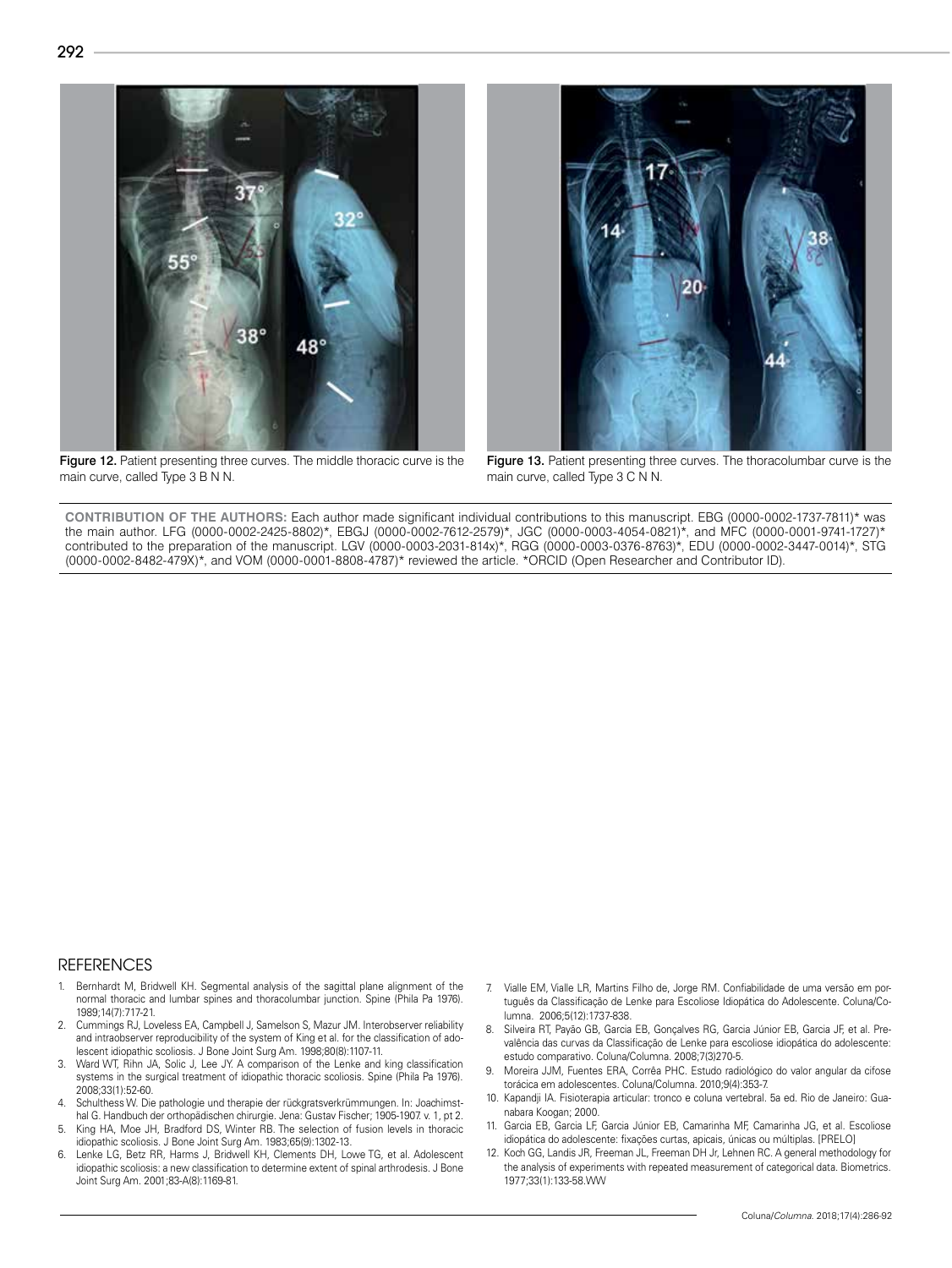Figure 12. Patient presenting three curves. The middle thoracic curve is the main curve, called Type 3 B N N.

Figure 13. Patient presenting three curves. The thoracolumbar curve is the main curve, called Type 3 C N N.

**CONTRIBUTION OF THE AUTHORS:** Each author made significant individual contributions to this manuscript. EBG (0000-0002-1737-7811)* was the main author. LFG (0000-0002-2425-8802)*, EBGJ (0000-0002-7612-2579)*, JGC (0000-0003-4054-0821)*, and MFC (0000-0001-9741-1727)* contributed to the preparation of the manuscript. LGV (0000-0003-2031-814x)*, RGG (0000-0003-0376-8763)*, EDU (0000-0002-3447-0014)*, STG (0000-0002-8482-479X)*, and VOM (0000-0001-8808-4787)* reviewed the article. *ORCID (Open Researcher and Contributor ID).

## REFERENCES

1. Bernhardt M, Bridwell KH. Segmental analysis of the sagittal plane alignment of the normal thoracic and lumbar spines and thoracolumbar junction. Spine (Phila Pa 1976). 1989;14(7):717-21.
2. Cummings RJ, Loveless EA, Campbell J, Samelson S, Mazur JM. Interobserver reliability and intraobserver reproducibility of the system of King et al. for the classification of adolescent idiopathic scoliosis. J Bone Joint Surg Am. 1998;80(8):1107-11.
3. Ward WT, Rihn JA, Solic J, Lee JY. A comparison of the Lenke and king classification systems in the surgical treatment of idiopathic thoracic scoliosis. Spine (Phila Pa 1976). 2008;33(1):52-60.
4. Schulthess W. Die pathologie und therapie der rückgratsverkrümmungen. In: Joachimsthal G. Handbuch der orthopädischen chirurgie. Jena: Gustav Fischer; 1905-1907. v. 1, pt 2.
5. King HA, Moe JH, Bradford DS, Winter RB. The selection of fusion levels in thoracic idiopathic scoliosis. J Bone Joint Surg Am. 1983;65(9):1302-13.
6. Lenke LG, Betz RR, Harms J, Bridwell KH, Clements DH, Lowe TG, et al. Adolescent idiopathic scoliosis: a new classification to determine extent of spinal arthrodesis. J Bone Joint Surg Am. 2001;83-A(8):1169-81.
7. Vialle EM, Vialle LR, Martins Filho de, Jorge RM. Confiabilidade de uma versão em português da Classificação de Lenke para Escoliose Idiopática do Adolescente. Coluna/Columna. 2006;5(12):1737-838.
8. Silveira RT, Payão GB, Garcia EB, Gonçalves RG, Garcia Júnior EB, Garcia JF, et al. Prevalência das curvas da Classificação de Lenke para escoliose idiopática do adolescente: estudo comparativo. Coluna/Columna. 2008;7(3)270-5.
9. Moreira JJM, Fuentes ERA, Corrêa PHC. Estudo radiológico do valor angular da cifose torácica em adolescentes. Coluna/Columna. 2010;9(4):353-7.
10. Kapandji IA. Fisioterapia articular: tronco e coluna vertebral. 5a ed. Rio de Janeiro: Guanabara Koogan; 2000.
11. Garcia EB, Garcia LF, Garcia Júnior EB, Camarinha MF, Camarinha JG, et al. Escoliose idiopática do adolescente: fixações curtas, apicais, únicas ou múltiplas. [PRELO]
12. Koch GG, Landis JR, Freeman JL, Freeman DH Jr, Lehnen RC. A general methodology for the analysis of experiments with repeated measurement of categorical data. Biometrics. 1977;33(1):133-58.WW